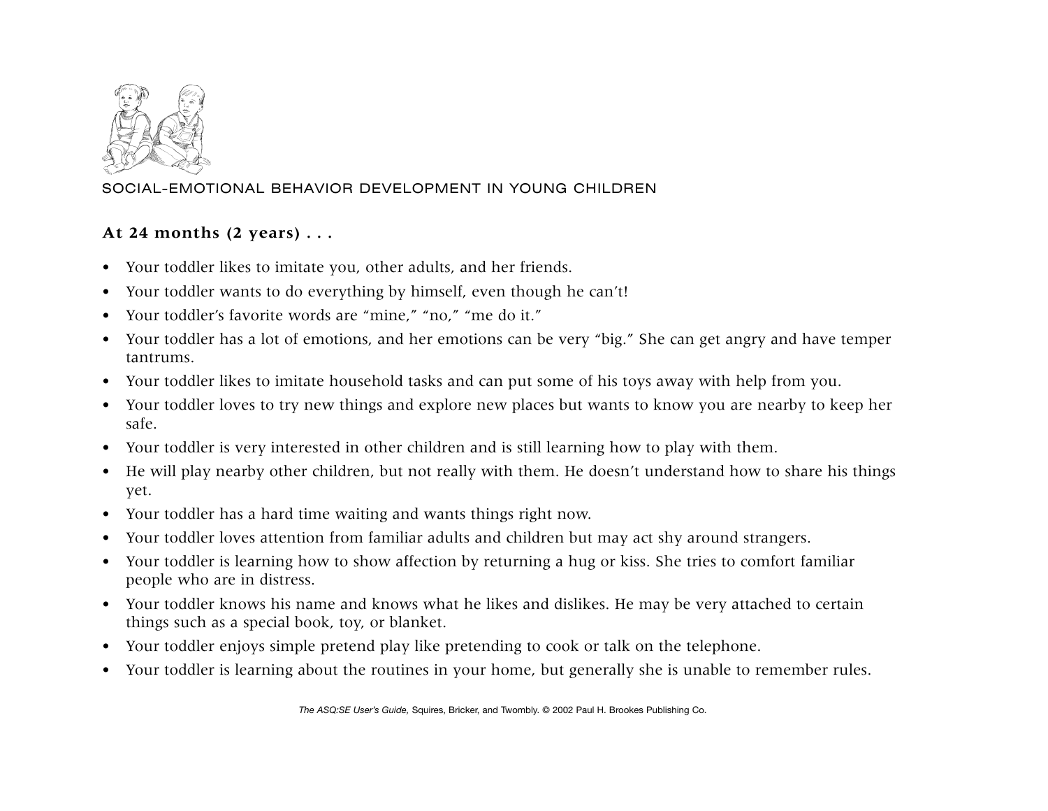SOCIAL-EMOTIONAL BEHAVIOR DEVELOPMENT IN YOUNG CHILDREN

## At 24 months (2 years) . . .

- Your toddler likes to imitate you, other adults, and her friends.
- Your toddler wants to do everything by himself, even though he can't!
- Your toddler's favorite words are "mine," "no," "me do it."
- Your toddler has a lot of emotions, and her emotions can be very "big." She can get angry and have temper tantrums.
- Your toddler likes to imitate household tasks and can put some of his toys away with help from you.
- Your toddler loves to try new things and explore new places but wants to know you are nearby to keep her safe.
- Your toddler is very interested in other children and is still learning how to play with them.
- He will play nearby other children, but not really with them. He doesn't understand how to share his things yet.
- Your toddler has a hard time waiting and wants things right now.
- Your toddler loves attention from familiar adults and children but may act shy around strangers.
- Your toddler is learning how to show affection by returning a hug or kiss. She tries to comfort familiar people who are in distress.
- Your toddler knows his name and knows what he likes and dislikes. He may be very attached to certain things such as a special book, toy, or blanket.
- Your toddler enjoys simple pretend play like pretending to cook or talk on the telephone.
- Your toddler is learning about the routines in your home, but generally she is unable to remember rules.

*The ASQ:SE User's Guide,* Squires, Bricker, and Twombly. © 2002 Paul H. Brookes Publishing Co.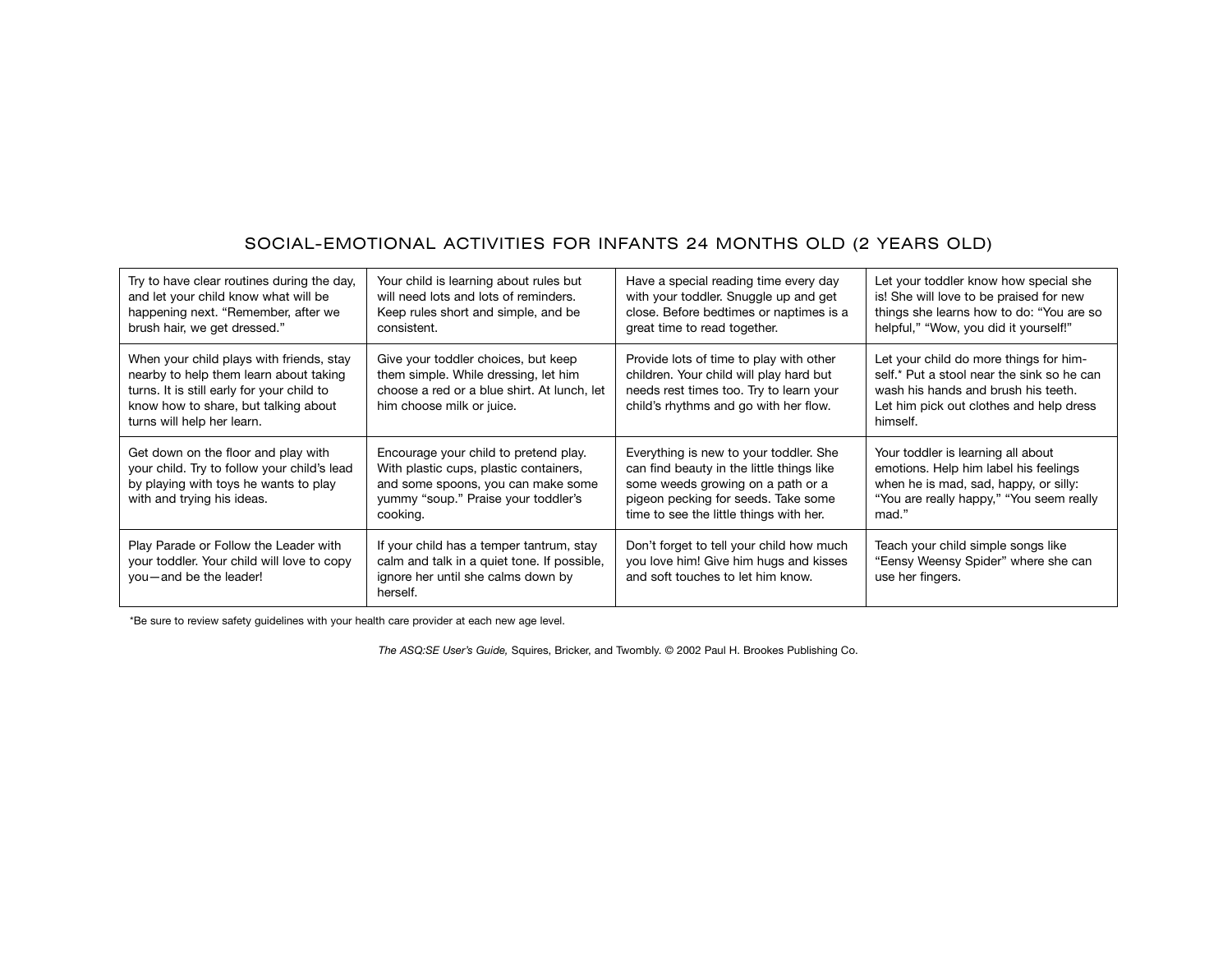## SOCIAL-EMOTIONAL ACTIVITIES FOR INFANTS 24 MONTHS OLD (2 YEARS OLD)

| | | | |
|---|---|---|---|
| Try to have clear routines during the day, and let your child know what will be happening next. "Remember, after we brush hair, we get dressed." | Your child is learning about rules but will need lots and lots of reminders. Keep rules short and simple, and be consistent. | Have a special reading time every day with your toddler. Snuggle up and get close. Before bedtimes or naptimes is a great time to read together. | Let your toddler know how special she is! She will love to be praised for new things she learns how to do: "You are so helpful," "Wow, you did it yourself!" |
| When your child plays with friends, stay nearby to help them learn about taking turns. It is still early for your child to know how to share, but talking about turns will help her learn. | Give your toddler choices, but keep them simple. While dressing, let him choose a red or a blue shirt. At lunch, let him choose milk or juice. | Provide lots of time to play with other children. Your child will play hard but needs rest times too. Try to learn your child's rhythms and go with her flow. | Let your child do more things for himself.* Put a stool near the sink so he can wash his hands and brush his teeth. Let him pick out clothes and help dress himself. |
| Get down on the floor and play with your child. Try to follow your child's lead by playing with toys he wants to play with and trying his ideas. | Encourage your child to pretend play. With plastic cups, plastic containers, and some spoons, you can make some yummy "soup." Praise your toddler's cooking. | Everything is new to your toddler. She can find beauty in the little things like some weeds growing on a path or a pigeon pecking for seeds. Take some time to see the little things with her. | Your toddler is learning all about emotions. Help him label his feelings when he is mad, sad, happy, or silly: "You are really happy," "You seem really mad." |
| Play Parade or Follow the Leader with your toddler. Your child will love to copy you—and be the leader! | If your child has a temper tantrum, stay calm and talk in a quiet tone. If possible, ignore her until she calms down by herself. | Don't forget to tell your child how much you love him! Give him hugs and kisses and soft touches to let him know. | Teach your child simple songs like "Eensy Weensy Spider" where she can use her fingers. |

*Be sure to review safety guidelines with your health care provider at each new age level.

*The ASQ:SE User's Guide,* Squires, Bricker, and Twombly. © 2002 Paul H. Brookes Publishing Co.